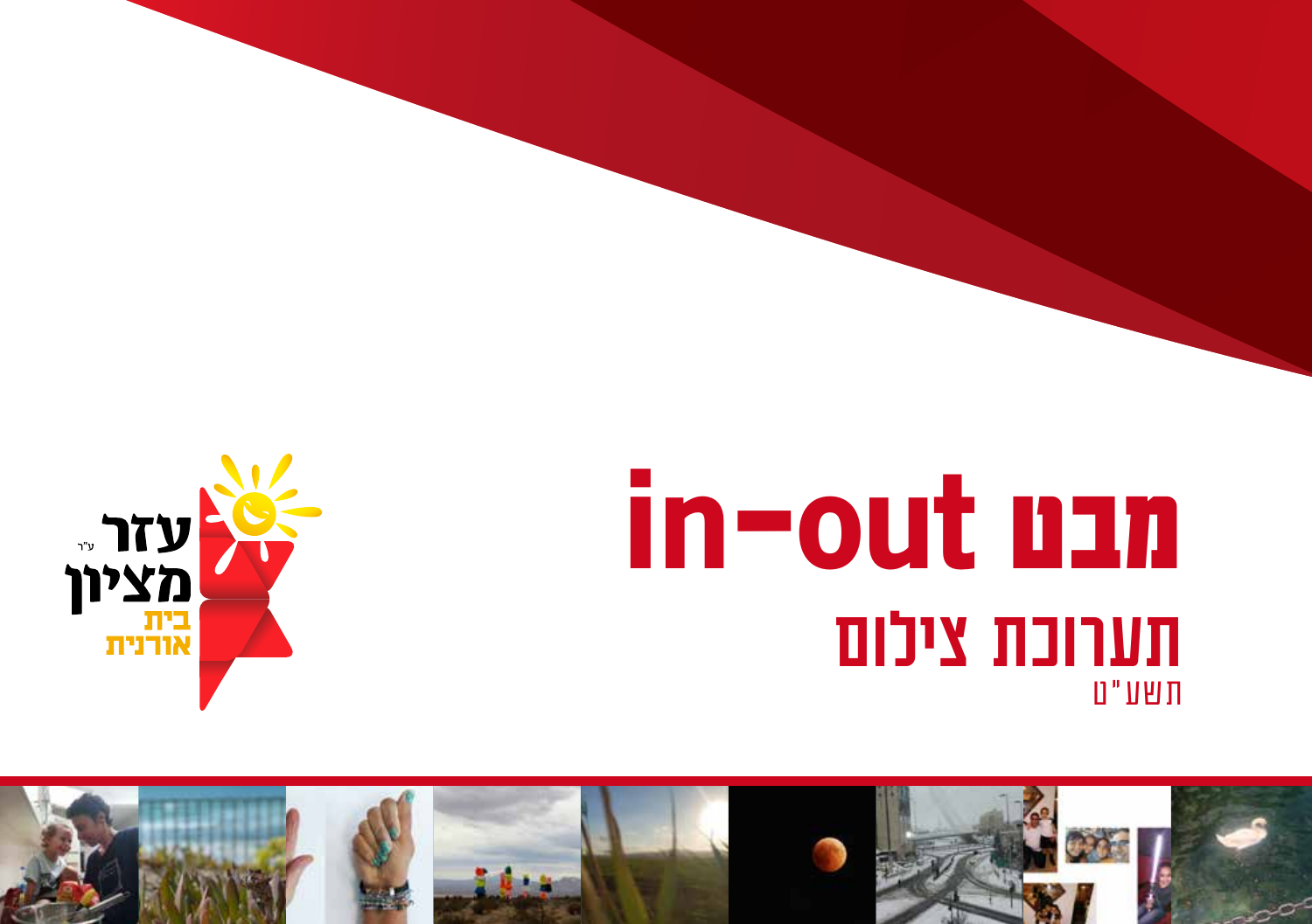# מבט in-out

## תערוכת צילום

תשע"ט

עזר מציון ע"ר

בית אורנית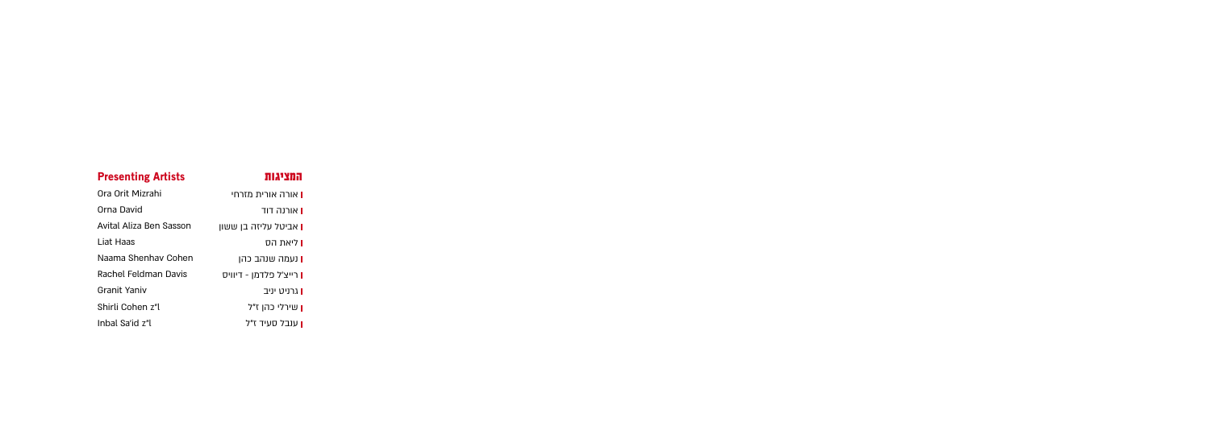| Presenting Artists | המציגות |
| --- | --- |
| Ora Orit Mizrahi | אורה אורית מזרחי |
| Orna David | אורנה דוד |
| Avital Aliza Ben Sasson | אביטל עליזה בן ששון |
| Liat Haas | ליאת הס |
| Naama Shenhav Cohen | נעמה שנהב כהן |
| Rachel Feldman Davis | רייצ'ל פלדמן - דיוויס |
| Granit Yaniv | גרניט יניב |
| Shirli Cohen z"l | שירלי כהן ז"ל |
| Inbal Sa'id z"l | ענבל סעיד ז"ל |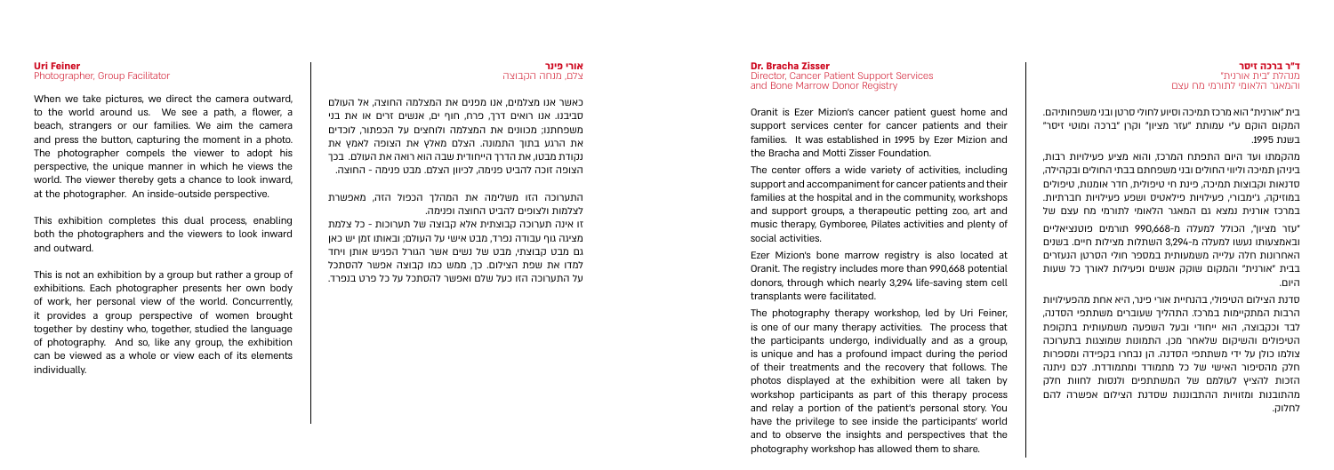**ד"ר ברכה זיסר**
מנהלת "בית אורנית"
והמאגר הלאומי לתורמי מח עצם

בית "אורנית" הוא מרכז תמיכה וסיוע לחולי סרטן ובני משפחותיהם. המקום הוקם ע"י עמותת "עזר מציון" וקרן "ברכה ומוטי זיסר" בשנת 1995.

מהקמתו ועד היום התפתח המרכז, והוא מציע פעילויות רבות, ביניהן תמיכה וליווי החולים ובני משפחתם בבתי החולים ובקהילה, סדנאות וקבוצות תמיכה, פינת חי טיפולית, חדר אומנות, טיפולים במוזיקה, ג'ימבורי, פעילויות פילאטיס ושפע פעילויות חברתיות. במרכז אורנית נמצא גם המאגר הלאומי לתורמי מח עצם של "עזר מציון", הכולל למעלה מ-990,668 תורמים פוטנציאליים ובאמצעותו נעשו למעלה מ-3,294 השתלות מצילות חיים. בשנים האחרונות חלה עלייה משמעותית במספר חולי הסרטן הנעזרים בבית "אורנית" והמקום שוקק אנשים ופעילות לאורך כל שעות היום.

סדנת הצילום הטיפולי, בהנחיית אורי פינר, היא אחת מהפעילויות הרבות המתקיימות במרכז. התהליך שעוברים משתתפי הסדנה, לבד וכקבוצה, הוא ייחודי ובעל השפעה משמעותית בתקופת הטיפולים והשיקום שלאחר מכן. התמונות שמוצגות בתערוכה צולמו כולן על ידי משתתפי הסדנה. הן נבחרו בקפידה ומספרות חלק מהסיפור האישי של כל מתמודד ומתמודדת. לכם ניתנה הזכות להציץ לעולמם של המשתתפים ולנסות לחוות חלק מהתובנות ומזוויות ההתבוננות שסדנת הצילום אפשרה להם לחלוק.

**Dr. Bracha Zisser**
Director, Cancer Patient Support Services
and Bone Marrow Donor Registry

Oranit is Ezer Mizion's cancer patient guest home and support services center for cancer patients and their families. It was established in 1995 by Ezer Mizion and the Bracha and Motti Zisser Foundation.

The center offers a wide variety of activities, including support and accompaniment for cancer patients and their families at the hospital and in the community, workshops and support groups, a therapeutic petting zoo, art and music therapy, Gymboree, Pilates activities and plenty of social activities.

Ezer Mizion's bone marrow registry is also located at Oranit. The registry includes more than 990,668 potential donors, through which nearly 3,294 life-saving stem cell transplants were facilitated.

The photography therapy workshop, led by Uri Feiner, is one of our many therapy activities. The process that the participants undergo, individually and as a group, is unique and has a profound impact during the period of their treatments and the recovery that follows. The photos displayed at the exhibition were all taken by workshop participants as part of this therapy process and relay a portion of the patient's personal story. You have the privilege to see inside the participants' world and to observe the insights and perspectives that the photography workshop has allowed them to share.

**אורי פינר**
צלם, מנחה הקבוצה

כאשר אנו מצלמים, אנו מפנים את המצלמה החוצה, אל העולם סביבנו. אנו רואים דרך, פרח, חוף ים, אנשים זרים או את בני משפחתנו; מכוונים את המצלמה ולוחצים על הכפתור, לוכדים את הרגע בתוך התמונה. הצלם מאלץ את הצופה לאמץ את נקודת מבטו, את הדרך הייחודית שבה הוא רואה את העולם. בכך הצופה זוכה להביט פנימה, לכיוון הצלם. מבט פנימה - החוצה.

התערוכה הזו משלימה את המהלך הכפול הזה, מאפשרת לצלמות ולצופים להביט החוצה ופנימה.
זו אינה תערוכה קבוצתית אלא קבוצה של תערוכות - כל צלמת מציגה גוף עבודה נפרד, מבט אישי על העולם; ובאותו זמן יש כאן גם מבט קבוצתי, מבט של נשים אשר הגורל הפגיש אותן ויחד למדו את שפת הצילום. כך, ממש כמו קבוצה אפשר להסתכל על התערוכה הזו כעל שלם ואפשר להסתכל על כל פרט בנפרד.

**Uri Feiner**
Photographer, Group Facilitator

When we take pictures, we direct the camera outward, to the world around us. We see a path, a flower, a beach, strangers or our families. We aim the camera and press the button, capturing the moment in a photo. The photographer compels the viewer to adopt his perspective, the unique manner in which he views the world. The viewer thereby gets a chance to look inward, at the photographer. An inside-outside perspective.

This exhibition completes this dual process, enabling both the photographers and the viewers to look inward and outward.

This is not an exhibition by a group but rather a group of exhibitions. Each photographer presents her own body of work, her personal view of the world. Concurrently, it provides a group perspective of women brought together by destiny who, together, studied the language of photography. And so, like any group, the exhibition can be viewed as a whole or view each of its elements individually.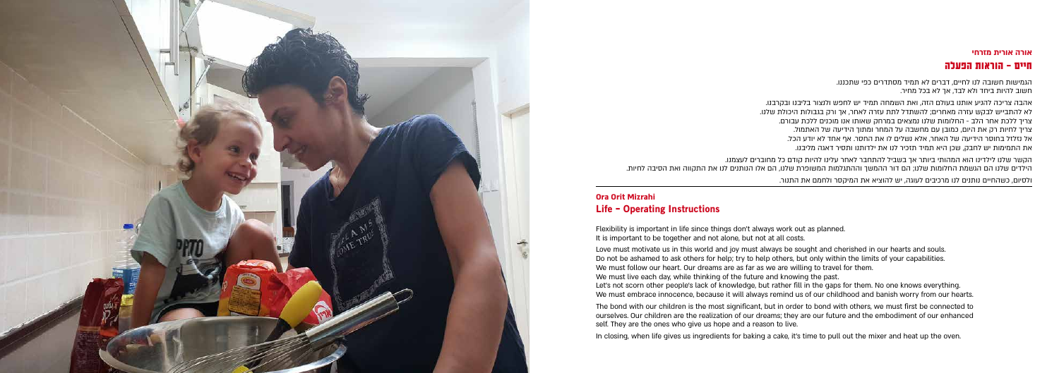**אורה אורית מזרחי**

## חיים – הוראות הפעלה

הגמישות חשובה לנו לחיים, דברים לא תמיד מסתדרים כפי שתכננו.
חשוב להיות ביחד ולא לבד, אך לא בכל מחיר.

אהבה צריכה להניע אותנו בעולם הזה, ואת השמחה תמיד יש לחפש ולנצור בליבנו ובקרבנו.
לא להתבייש לבקש עזרה מאחרים; להשתדל לתת עזרה לאחר, אך רק בגבולות היכולת שלנו.
צריך ללכת אחר הלב – החלומות שלנו נמצאים במרחק שאותו אנו מוכנים ללכת עבורם.
צריך לחיות רק את היום, כמובן עם מחשבה על המחר ומתוך הידיעה של האתמול.
אל נזלזל בחוסר הידיעה של האחר, אלא נשלים לו את החסר. אף אחד לא יודע הכל.
את התמימות יש לחבק, שכן היא תמיד תזכיר לנו את ילדותנו ותסיר דאגה מליבנו.

הקשר שלנו לילדינו הוא המהותי ביותר אך בשביל להתחבר לאחר עלינו להיות קודם כל מחוברים לעצמנו.
הילדים שלנו הם הגשמת החלומות שלנו; הם דור ההמשך וההתגלמות המשופרת שלנו, הם אלו הנותנים לנו את התקווה ואת הסיבה לחיות.

ולסיום, כשהחיים נותנים לנו מרכיבים לעוגה, יש להוציא את המיקסר ולחמם את התנור.

**Ora Orit Mizrahi**

## Life – Operating Instructions

Flexibility is important in life since things don't always work out as planned.
It is important to be together and not alone, but not at all costs.

Love must motivate us in this world and joy must always be sought and cherished in our hearts and souls.
Do not be ashamed to ask others for help; try to help others, but only within the limits of your capabilities.
We must follow our heart. Our dreams are as far as we are willing to travel for them.
We must live each day, while thinking of the future and knowing the past.
Let's not scorn other people's lack of knowledge, but rather fill in the gaps for them. No one knows everything.
We must embrace innocence, because it will always remind us of our childhood and banish worry from our hearts.

The bond with our children is the most significant, but in order to bond with others, we must first be connected to ourselves. Our children are the realization of our dreams; they are our future and the embodiment of our enhanced self. They are the ones who give us hope and a reason to live.

In closing, when life gives us ingredients for baking a cake, it's time to pull out the mixer and heat up the oven.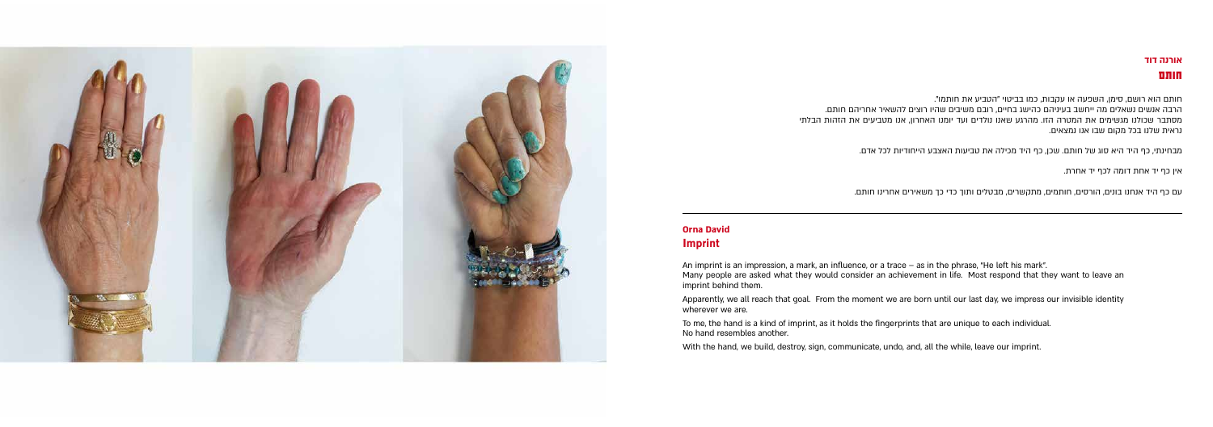**אורנה דוד**

## חותם

חותם הוא רושם, סימן, השפעה או עקבות, כמו בביטוי "הטביע את חותמו".
הרבה אנשים נשאלים מה ייחשב בעיניהם כהישג בחיים, רובם משיבים שהיו רוצים להשאיר אחריהם חותם.
מסתבר שכולנו מגשימים את המטרה הזו. מהרגע שאנו נולדים ועד יומנו האחרון, אנו מטביעים את הזהות הבלתי נראית שלנו בכל מקום שבו אנו נמצאים.

מבחינתי, כף היד היא סוג של חותם. שכן, כף היד מכילה את טביעות האצבע הייחודיות לכל אדם.

אין כף יד אחת דומה לכף יד אחרת.

עם כף היד אנחנו בונים, הורסים, חותמים, מתקשרים, מבטלים ותוך כדי כך משאירים אחרינו חותם.

---

**Orna David**

## Imprint

An imprint is an impression, a mark, an influence, or a trace – as in the phrase, "He left his mark".
Many people are asked what they would consider an achievement in life. Most respond that they want to leave an imprint behind them.

Apparently, we all reach that goal. From the moment we are born until our last day, we impress our invisible identity wherever we are.

To me, the hand is a kind of imprint, as it holds the fingerprints that are unique to each individual.
No hand resembles another.

With the hand, we build, destroy, sign, communicate, undo, and, all the while, leave our imprint.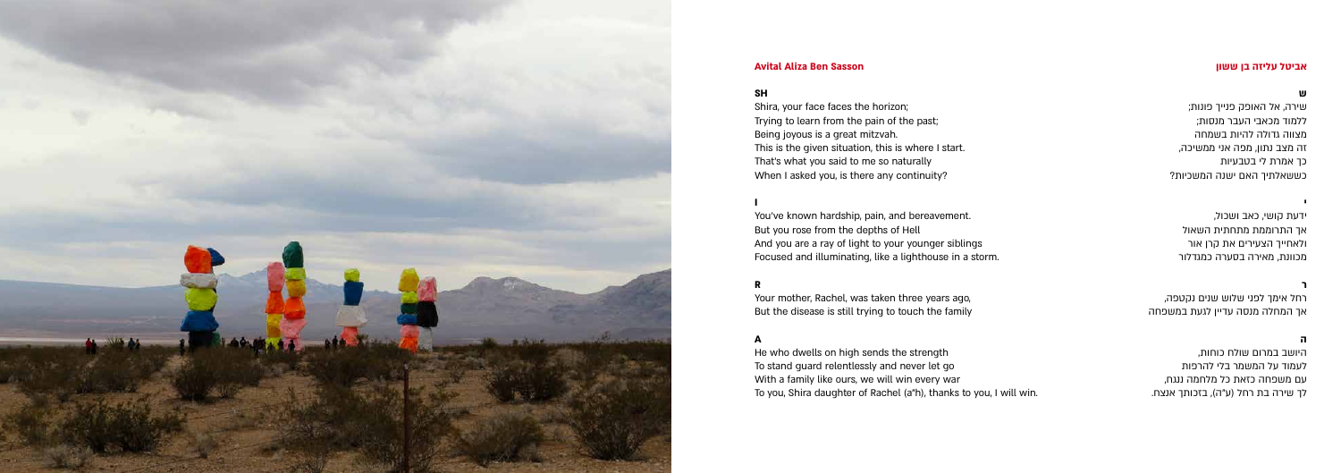**Avital Aliza Ben Sasson**

**SH**

Shira, your face faces the horizon;
Trying to learn from the pain of the past;
Being joyous is a great mitzvah.
This is the given situation, this is where I start.
That's what you said to me so naturally
When I asked you, is there any continuity?

**I**

You've known hardship, pain, and bereavement.
But you rose from the depths of Hell
And you are a ray of light to your younger siblings
Focused and illuminating, like a lighthouse in a storm.

**R**

Your mother, Rachel, was taken three years ago,
But the disease is still trying to touch the family

**A**

He who dwells on high sends the strength
To stand guard relentlessly and never let go
With a family like ours, we will win every war
To you, Shira daughter of Rachel (a"h), thanks to you, I will win.

**אביטל עליזה בן ששון**

**ש**

שירה, אל האופק פנייך פונות;
ללמוד מכאבי העבר מנסות;
מצווה גדולה להיות בשמחה
זה מצב נתון, מפה אני ממשיכה,
כך אמרת לי בטבעיות
כששאלתיך האם ישנה המשכיות?

**י**

ידעת קושי, כאב ושכול,
אך התרוממת מתחתית השאול
ולאחייך הצעירים את קרן אור
מכוונת, מאירה בסערה כמגדלור

**ר**

רחל אימך לפני שלוש שנים נקטפה,
אך המחלה מנסה עדיין לגעת במשפחה

**ה**

היושב במרום שולח כוחות,
לעמוד על המשמר בלי להרפות
עם משפחה כזאת כל מלחמה ננצח,
לך שירה בת רחל (ע"ה), בזכותך אנצח.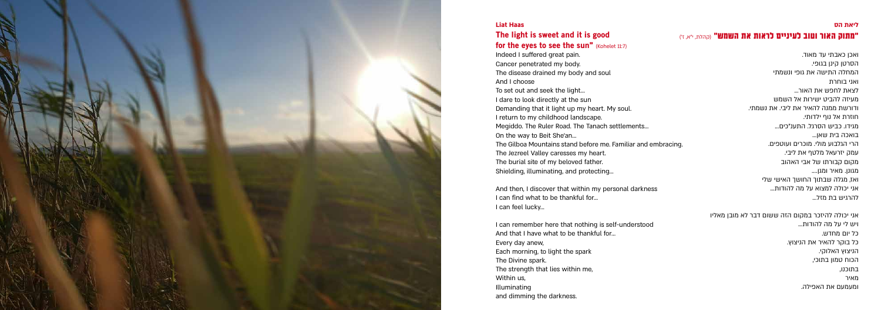**Liat Haas**

## The light is sweet and it is good for the eyes to see the sun" (Kohelet 11:7)

Indeed I suffered great pain.
Cancer penetrated my body.
The disease drained my body and soul
And I choose
To set out and seek the light...
I dare to look directly at the sun
Demanding that it light up my heart. My soul.
I return to my childhood landscape.
Megiddo. The Ruler Road. The Tanach settlements...
On the way to Beit She'an...
The Gilboa Mountains stand before me. Familiar and embracing.
The Jezreel Valley caresses my heart.
The burial site of my beloved father.
Shielding, illuminating, and protecting...

And then, I discover that within my personal darkness
I can find what to be thankful for...
I can feel lucky...

I can remember here that nothing is self-understood
And that I have what to be thankful for...
Every day anew,
Each morning, to light the spark
The Divine spark.
The strength that lies within me,
Within us,
Illuminating
and dimming the darkness.

**ליאת הס**

## "מתוק האור וטוב לעיניים לראות את השמש" (קהלת, י"א, ז')

ואכן כאבתי עד מאוד.
הסרטן קינן בגופי.
המחלה התישה את גופי ונשמתי
ואני בוחרת
לצאת לחפש את האור...
מעיזה להביט ישירות אל השמש
ודורשת ממנה להאיר את ליבי. את נשמתי.
חוזרת אל נוף ילדותי.
מגידו. כביש הסרגל. התענ"כים...
בואכה בית שאן...
הרי הגלבוע מולי. מוכרים ועוטפים.
עמק יזרעאל מלטף את ליבי.
מקום קבורתו של אבי האהוב
מגונן. מאיר ומגן....
ואז, מגלה שבתוך החושך האישי שלי
אני יכולה למצוא על מה להודות...
להרגיש בת מזל...

אני יכולה להיזכר במקום הזה ששום דבר לא מובן מאליו
ויש לי על מה להודות...
כל יום מחדש.
כל בוקר להאיר את הניצוץ.
הניצוץ האלוקי.
הכוח טמון בתוכי,
בתוכנו,
מאיר
ומעמעם את האפילה.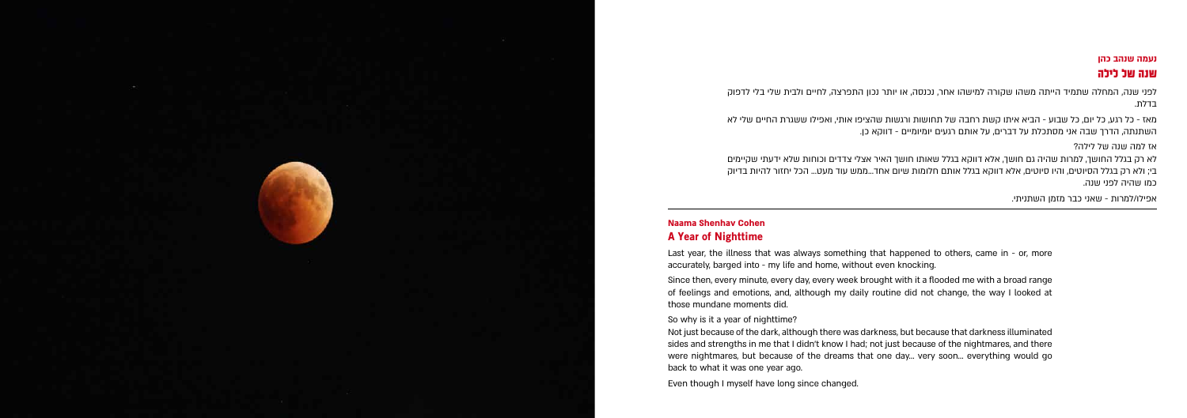**נעמה שנהב כהן**

## שנה של לילה

לפני שנה, המחלה שתמיד הייתה משהו שקורה למישהו אחר, נכנסה, או יותר נכון התפרצה, לחיים ולבית שלי בלי לדפוק בדלת.

מאז - כל רגע, כל יום, כל שבוע - הביא איתו קשת רחבה של תחושות ורגשות שהציפו אותי, ואפילו ששגרת החיים שלי לא השתנתה, הדרך שבה אני מסתכלת על דברים, על אותם רגעים יומיומיים - דווקא כן.

אז למה שנה של לילה?

לא רק בגלל החושך, למרות שהיה גם חושך, אלא דווקא בגלל שאותו חושך האיר אצלי צדדים וכוחות שלא ידעתי שקיימים בי; ולא רק בגלל הסיוטים, והיו סיוטים, אלא דווקא בגלל אותם חלומות שיום אחד...ממש עוד מעט... הכל יחזור להיות בדיוק כמו שהיה לפני שנה.

אפילו/למרות - שאני כבר מזמן השתניתי.

**Naama Shenhav Cohen**

## A Year of Nighttime

Last year, the illness that was always something that happened to others, came in - or, more accurately, barged into - my life and home, without even knocking.

Since then, every minute, every day, every week brought with it a flooded me with a broad range of feelings and emotions, and, although my daily routine did not change, the way I looked at those mundane moments did.

So why is it a year of nighttime?

Not just because of the dark, although there was darkness, but because that darkness illuminated sides and strengths in me that I didn't know I had; not just because of the nightmares, and there were nightmares, but because of the dreams that one day... very soon... everything would go back to what it was one year ago.

Even though I myself have long since changed.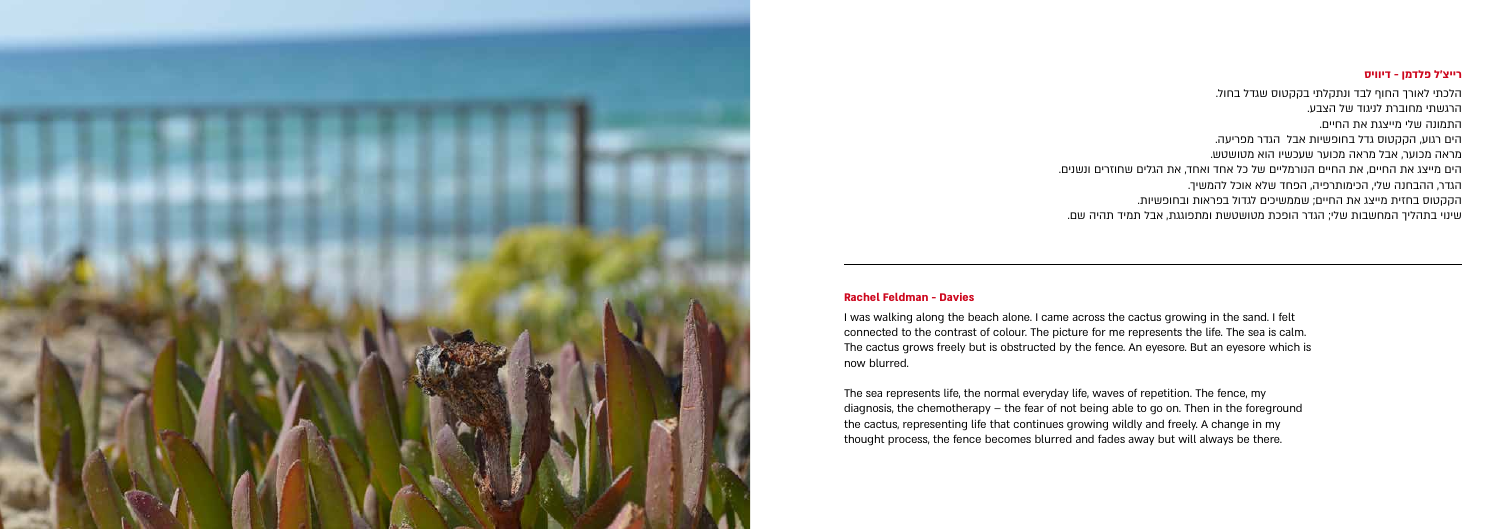**רייצ'ל פלדמן - דיוויס**

הלכתי לאורך החוף לבד ונתקלתי בקקטוס שגדל בחול.
הרגשתי מחוברת לניגוד של הצבע.
התמונה שלי מייצגת את החיים.
הים רגוע, הקקטוס גדל בחופשיות אבל הגדר מפריעה.
מראה מכוער, אבל מראה מכוער שעכשיו הוא מטושטש.
הים מייצג את החיים, את החיים הנורמליים של כל אחד ואחד, את הגלים שחוזרים ושנים.
הגדר, ההבחנה שלי, הכימותרפיה, הפחד שלא אוכל להמשיך.
הקקטוס בחזית מייצג את החיים; שממשיכים לגדול בפראות ובחופשיות.
שינוי בתהליך המחשבות שלי; הגדר הופכת מטושטשת ומתפוגגת, אבל תמיד תהיה שם.

**Rachel Feldman - Davies**

I was walking along the beach alone. I came across the cactus growing in the sand. I felt connected to the contrast of colour. The picture for me represents the life. The sea is calm. The cactus grows freely but is obstructed by the fence. An eyesore. But an eyesore which is now blurred.

The sea represents life, the normal everyday life, waves of repetition. The fence, my diagnosis, the chemotherapy – the fear of not being able to go on. Then in the foreground the cactus, representing life that continues growing wildly and freely. A change in my thought process, the fence becomes blurred and fades away but will always be there.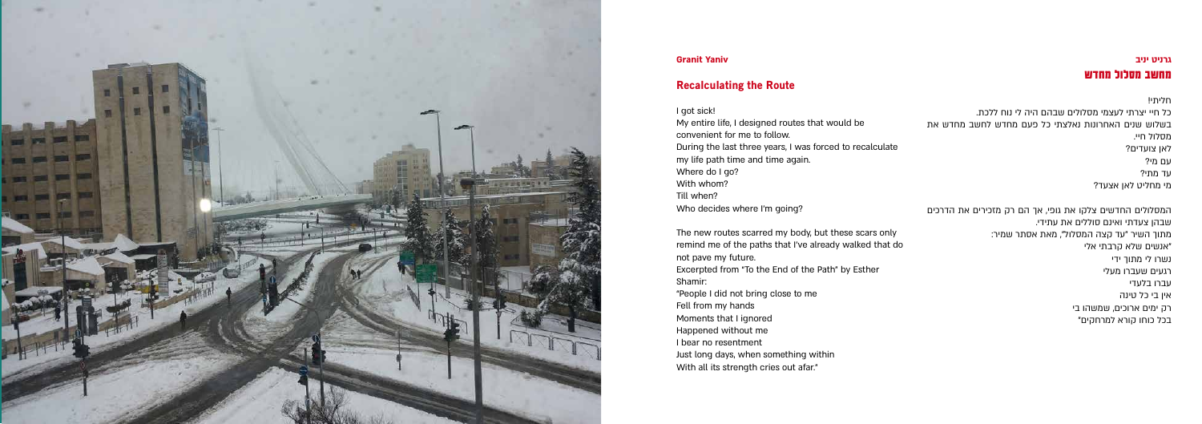**Granit Yaniv**

## Recalculating the Route

I got sick!
My entire life, I designed routes that would be convenient for me to follow.
During the last three years, I was forced to recalculate my life path time and time again.
Where do I go?
With whom?
Till when?
Who decides where I'm going?

The new routes scarred my body, but these scars only remind me of the paths that I've already walked that do not pave my future.
Excerpted from "To the End of the Path" by Esther Shamir:
"People I did not bring close to me
Fell from my hands
Moments that I ignored
Happened without me
I bear no resentment
Just long days, when something within
With all its strength cries out afar."

**גרניט יניב**

## מחשב מסלול מחדש

חליתי!
כל חיי יצרתי לעצמי מסלולים שבהם היה לי נוח ללכת.
בשלוש שנים האחרונות נאלצתי כל פעם מחדש לחשב מחדש את מסלול חיי.
לאן צועדים?
עם מי?
עד מתי?
מי מחליט לאן אצעד?

המסלולים החדשים צלקו את גופי, אך הם רק מזכירים את הדרכים שבהן צעדתי ואינם סוללים את עתידי.
מתוך השיר "עד קצה המסלול", מאת אסתר שמיר:
"אנשים שלא קרבתי אלי
נשרו לי מתוך ידי
רגעים שעברו מעלי
עברו בלעדי
אין בי כל טינה
רק ימים ארוכים, שמשהו בי
בכל כוחו קורא למרחקים"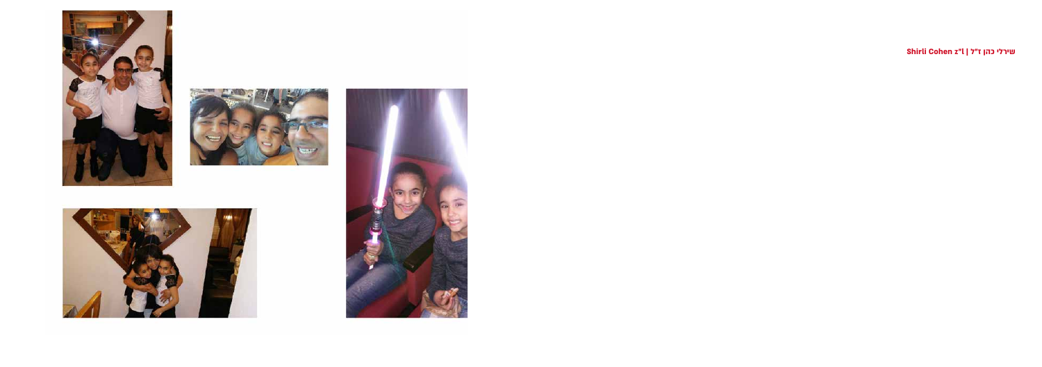שירלי כהן ז"ל | Shirli Cohen z"l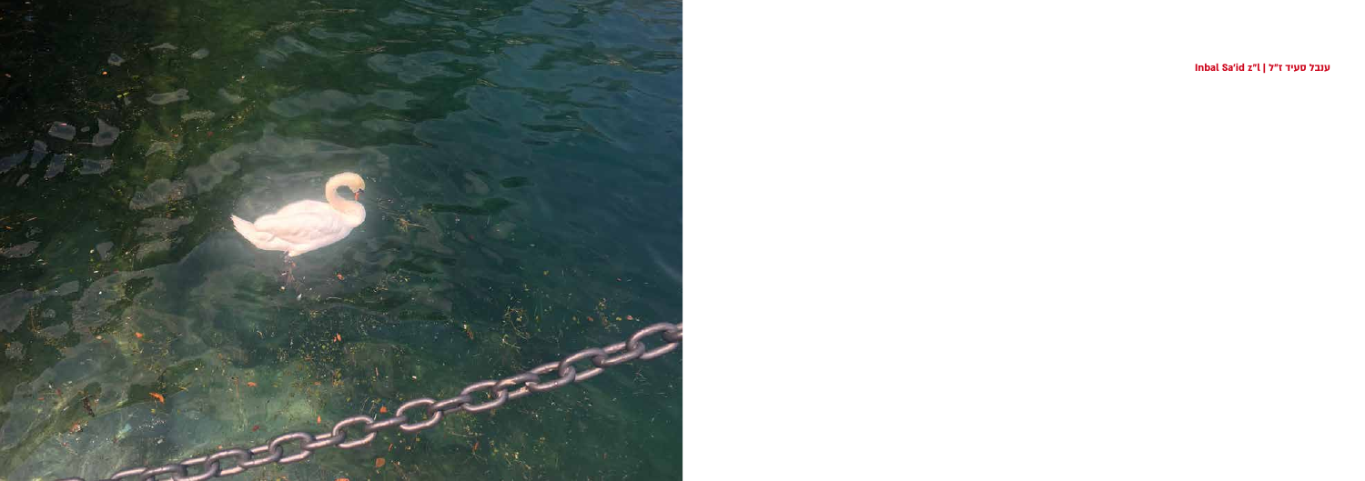ענבל סעיד ז"ל | Inbal Sa'id z"l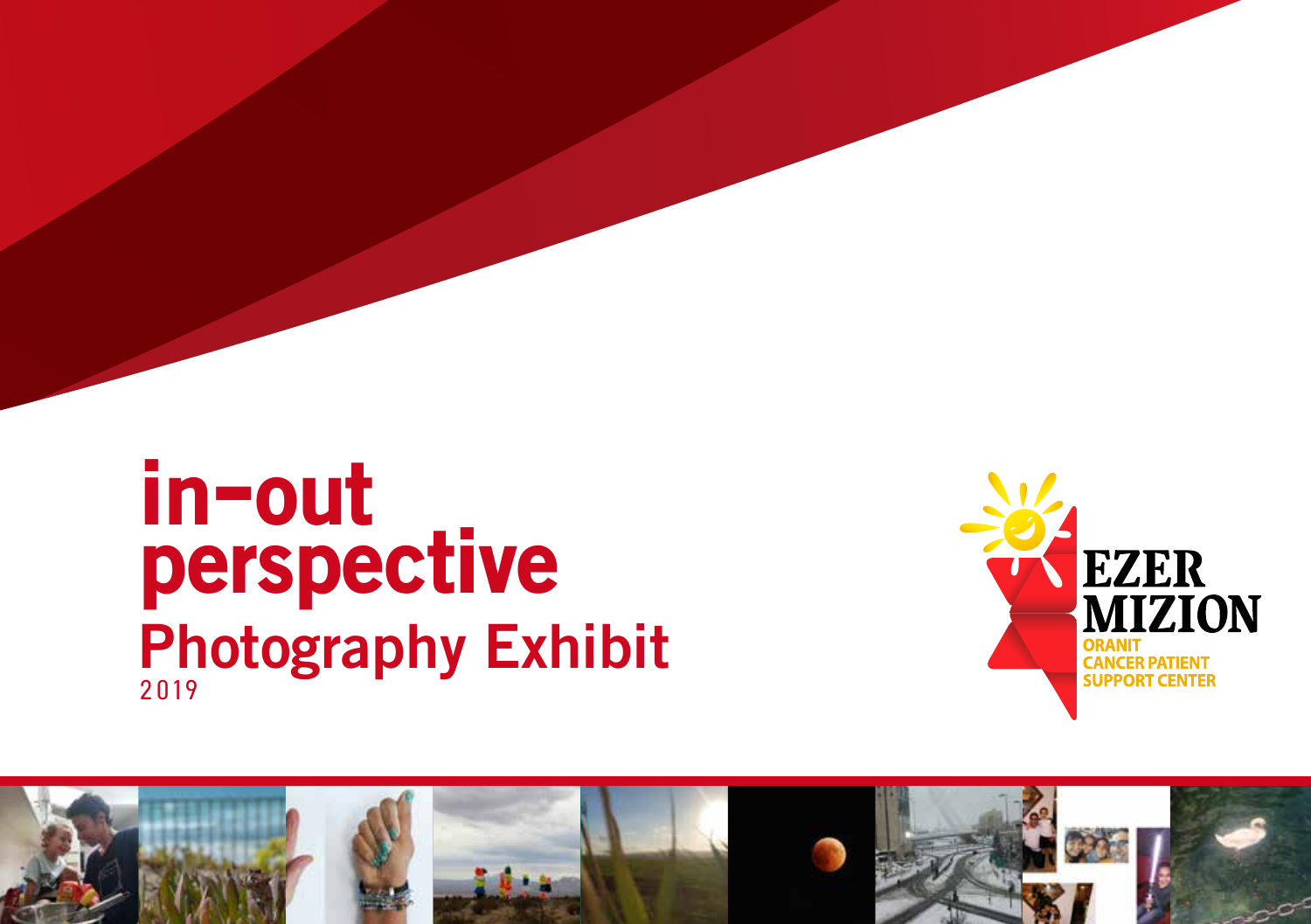# in-out perspective

## Photography Exhibit

2019

EZER MIZION

ORANIT CANCER PATIENT SUPPORT CENTER